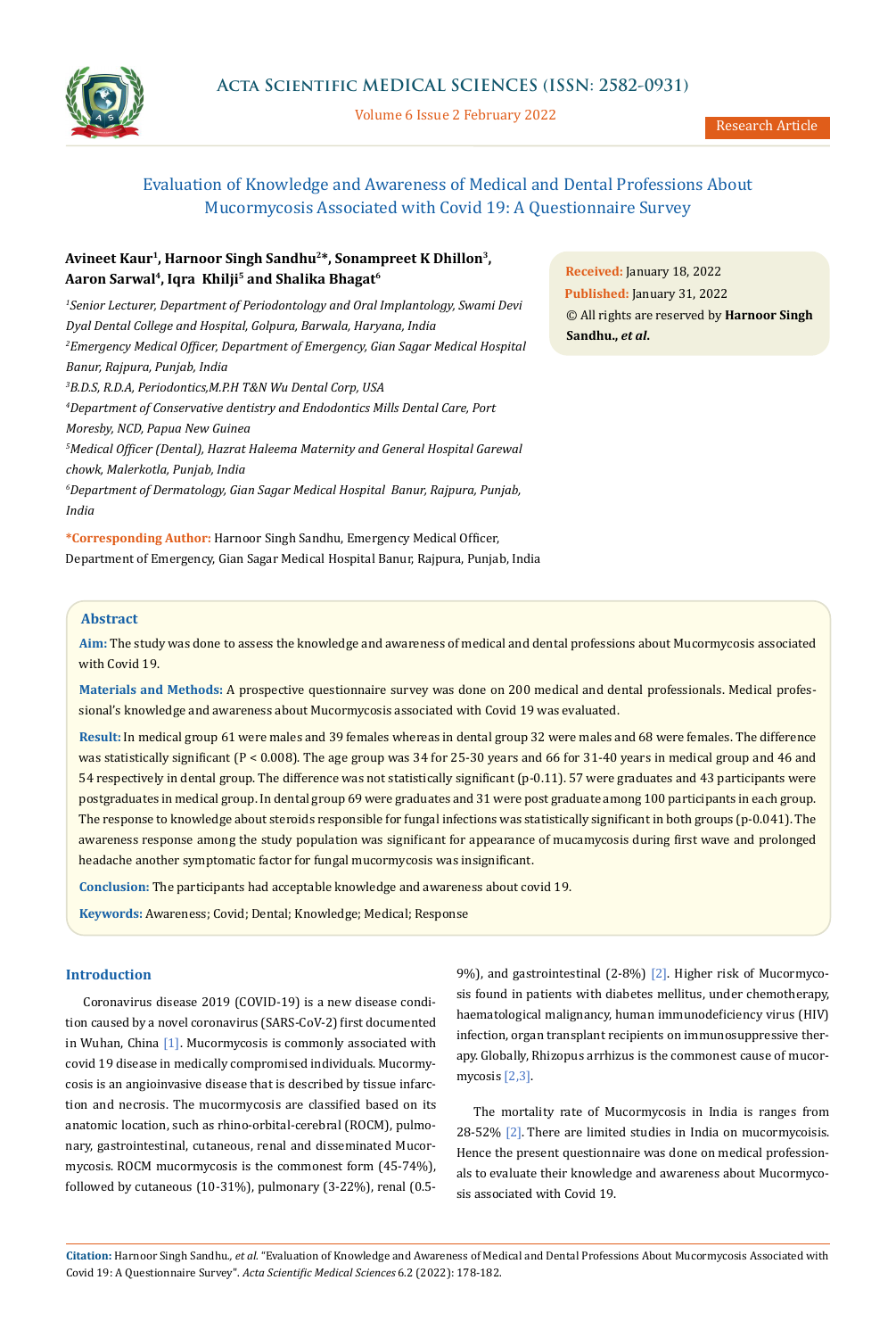Research Article

# Evaluation of Knowledge and Awareness of Medical and Dental Professions About Mucormycosis Associated with Covid 19: A Questionnaire Survey

**Avineet Kaur[1], Harnoor Singh Sandhu[2]*, Sonampreet K Dhillon[3], Aaron Sarwal[4], Iqra Khilji[5] and Shalika Bhagat[6]**

[1]*Senior Lecturer, Department of Periodontology and Oral Implantology, Swami Devi Dyal Dental College and Hospital, Golpura, Barwala, Haryana, India*

[2]*Emergency Medical Officer, Department of Emergency, Gian Sagar Medical Hospital Banur, Rajpura, Punjab, India*

[3]*B.D.S, R.D.A, Periodontics,M.P.H T&N Wu Dental Corp, USA*

[4]*Department of Conservative dentistry and Endodontics Mills Dental Care, Port Moresby, NCD, Papua New Guinea*

[5]*Medical Officer (Dental), Hazrat Haleema Maternity and General Hospital Garewal chowk, Malerkotla, Punjab, India*

[6]*Department of Dermatology, Gian Sagar Medical Hospital Banur, Rajpura, Punjab, India*

**\*Corresponding Author:** Harnoor Singh Sandhu, Emergency Medical Officer, Department of Emergency, Gian Sagar Medical Hospital Banur, Rajpura, Punjab, India

**Received:** January 18, 2022
**Published:** January 31, 2022
© All rights are reserved by **Harnoor Singh Sandhu.,** ***et al.***

## Abstract

**Aim:** The study was done to assess the knowledge and awareness of medical and dental professions about Mucormycosis associated with Covid 19.

**Materials and Methods:** A prospective questionnaire survey was done on 200 medical and dental professionals. Medical professional's knowledge and awareness about Mucormycosis associated with Covid 19 was evaluated.

**Result:** In medical group 61 were males and 39 females whereas in dental group 32 were males and 68 were females. The difference was statistically significant (P < 0.008). The age group was 34 for 25-30 years and 66 for 31-40 years in medical group and 46 and 54 respectively in dental group. The difference was not statistically significant (p-0.11). 57 were graduates and 43 participants were postgraduates in medical group. In dental group 69 were graduates and 31 were post graduate among 100 participants in each group. The response to knowledge about steroids responsible for fungal infections was statistically significant in both groups (p-0.041). The awareness response among the study population was significant for appearance of mucamycosis during first wave and prolonged headache another symptomatic factor for fungal mucormycosis was insignificant.

**Conclusion:** The participants had acceptable knowledge and awareness about covid 19.

**Keywords:** Awareness; Covid; Dental; Knowledge; Medical; Response

## Introduction

Coronavirus disease 2019 (COVID-19) is a new disease condition caused by a novel coronavirus (SARS-CoV-2) first documented in Wuhan, China [1]. Mucormycosis is commonly associated with covid 19 disease in medically compromised individuals. Mucormycosis is an angioinvasive disease that is described by tissue infarction and necrosis. The mucormycosis are classified based on its anatomic location, such as rhino-orbital-cerebral (ROCM), pulmonary, gastrointestinal, cutaneous, renal and disseminated Mucormycosis. ROCM mucormycosis is the commonest form (45-74%), followed by cutaneous (10-31%), pulmonary (3-22%), renal (0.5-9%), and gastrointestinal (2-8%) [2]. Higher risk of Mucormycosis found in patients with diabetes mellitus, under chemotherapy, haematological malignancy, human immunodeficiency virus (HIV) infection, organ transplant recipients on immunosuppressive therapy. Globally, Rhizopus arrhizus is the commonest cause of mucormycosis [2,3].

The mortality rate of Mucormycosis in India is ranges from 28-52% [2]. There are limited studies in India on mucormycoisis. Hence the present questionnaire was done on medical professionals to evaluate their knowledge and awareness about Mucormycosis associated with Covid 19.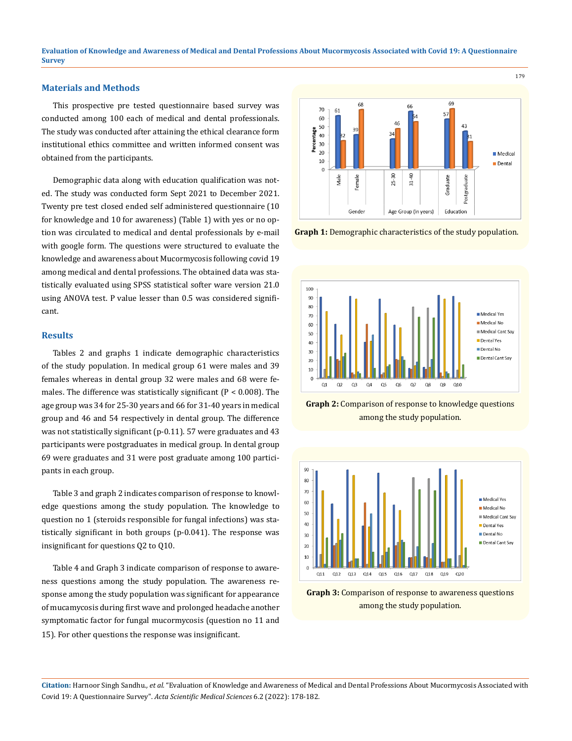## Materials and Methods

This prospective pre tested questionnaire based survey was conducted among 100 each of medical and dental professionals. The study was conducted after attaining the ethical clearance form institutional ethics committee and written informed consent was obtained from the participants.

Demographic data along with education qualification was noted. The study was conducted form Sept 2021 to December 2021. Twenty pre test closed ended self administered questionnaire (10 for knowledge and 10 for awareness) (Table 1) with yes or no option was circulated to medical and dental professionals by e-mail with google form. The questions were structured to evaluate the knowledge and awareness about Mucormycosis following covid 19 among medical and dental professions. The obtained data was statistically evaluated using SPSS statistical softer ware version 21.0 using ANOVA test. P value lesser than 0.5 was considered significant.

## Results

Tables 2 and graphs 1 indicate demographic characteristics of the study population. In medical group 61 were males and 39 females whereas in dental group 32 were males and 68 were females. The difference was statistically significant ($P < 0.008$). The age group was 34 for 25-30 years and 66 for 31-40 years in medical group and 46 and 54 respectively in dental group. The difference was not statistically significant (p-0.11). 57 were graduates and 43 participants were postgraduates in medical group. In dental group 69 were graduates and 31 were post graduate among 100 participants in each group.

Table 3 and graph 2 indicates comparison of response to knowledge questions among the study population. The knowledge to question no 1 (steroids responsible for fungal infections) was statistically significant in both groups (p-0.041). The response was insignificant for questions Q2 to Q10.

Table 4 and Graph 3 indicate comparison of response to awareness questions among the study population. The awareness response among the study population was significant for appearance of mucamycosis during first wave and prolonged headache another symptomatic factor for fungal mucormycosis (question no 11 and 15). For other questions the response was insignificant.

Percentage
70
60
50
40
30
20
10
0
61
32
39
68
34
46
66
54
57
69
43
31
Male
Female
25-30
31-40
Graduate
Postgraduate
Gender
Age Group (in years)
Education
Medical
Dental

**Graph 1:** Demographic characteristics of the study population.

100
90
80
70
60
50
40
30
20
10
0
Q1 Q2 Q3 Q4 Q5 Q6 Q7 Q8 Q9 Q10
Medical Yes
Medical No
Medical Cant Say
Dental Yes
Dental No
Dental Cant Say

**Graph 2:** Comparison of response to knowledge questions among the study population.

90
80
70
60
50
40
30
20
10
0
Q11 Q12 Q13 Q14 Q15 Q16 Q17 Q18 Q19 Q20
Medical Yes
Medical No
Medical Cant Say
Dental Yes
Dental No
Dental Cant Say

**Graph 3:** Comparison of response to awareness questions among the study population.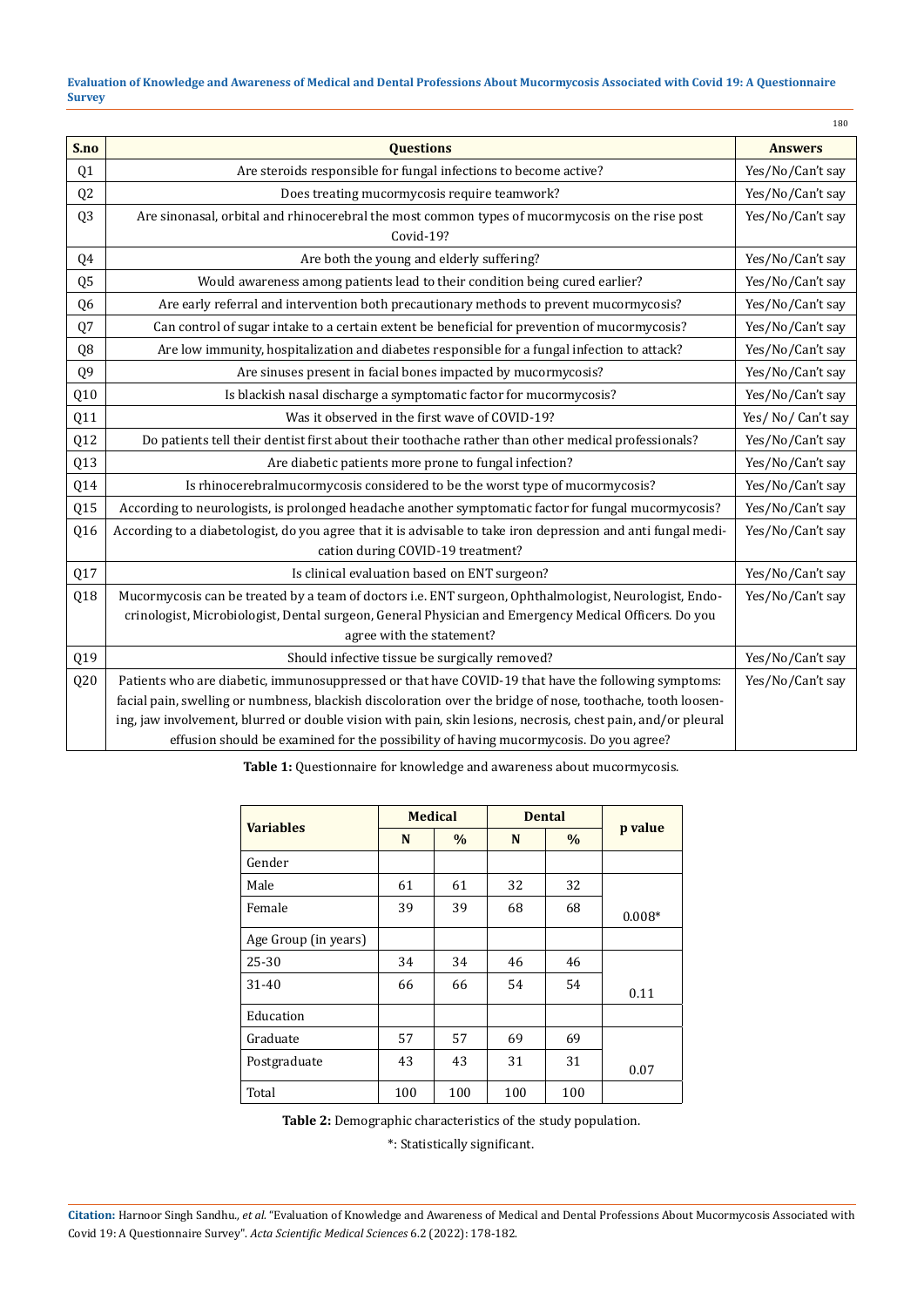| S.no | Questions | Answers |
|---|---|---|
| Q1 | Are steroids responsible for fungal infections to become active? | Yes/No/Can't say |
| Q2 | Does treating mucormycosis require teamwork? | Yes/No/Can't say |
| Q3 | Are sinonasal, orbital and rhinocerebral the most common types of mucormycosis on the rise post Covid-19? | Yes/No/Can't say |
| Q4 | Are both the young and elderly suffering? | Yes/No/Can't say |
| Q5 | Would awareness among patients lead to their condition being cured earlier? | Yes/No/Can't say |
| Q6 | Are early referral and intervention both precautionary methods to prevent mucormycosis? | Yes/No/Can't say |
| Q7 | Can control of sugar intake to a certain extent be beneficial for prevention of mucormycosis? | Yes/No/Can't say |
| Q8 | Are low immunity, hospitalization and diabetes responsible for a fungal infection to attack? | Yes/No/Can't say |
| Q9 | Are sinuses present in facial bones impacted by mucormycosis? | Yes/No/Can't say |
| Q10 | Is blackish nasal discharge a symptomatic factor for mucormycosis? | Yes/No/Can't say |
| Q11 | Was it observed in the first wave of COVID-19? | Yes/ No/ Can't say |
| Q12 | Do patients tell their dentist first about their toothache rather than other medical professionals? | Yes/No/Can't say |
| Q13 | Are diabetic patients more prone to fungal infection? | Yes/No/Can't say |
| Q14 | Is rhinocerebralmucormycosis considered to be the worst type of mucormycosis? | Yes/No/Can't say |
| Q15 | According to neurologists, is prolonged headache another symptomatic factor for fungal mucormycosis? | Yes/No/Can't say |
| Q16 | According to a diabetologist, do you agree that it is advisable to take iron depression and anti fungal medication during COVID-19 treatment? | Yes/No/Can't say |
| Q17 | Is clinical evaluation based on ENT surgeon? | Yes/No/Can't say |
| Q18 | Mucormycosis can be treated by a team of doctors i.e. ENT surgeon, Ophthalmologist, Neurologist, Endocrinologist, Microbiologist, Dental surgeon, General Physician and Emergency Medical Officers. Do you agree with the statement? | Yes/No/Can't say |
| Q19 | Should infective tissue be surgically removed? | Yes/No/Can't say |
| Q20 | Patients who are diabetic, immunosuppressed or that have COVID-19 that have the following symptoms: facial pain, swelling or numbness, blackish discoloration over the bridge of nose, toothache, tooth loosening, jaw involvement, blurred or double vision with pain, skin lesions, necrosis, chest pain, and/or pleural effusion should be examined for the possibility of having mucormycosis. Do you agree? | Yes/No/Can't say |

**Table 1:** Questionnaire for knowledge and awareness about mucormycosis.

| Variables | Medical | | Dental | | p value |
|---|---|---|---|---|---|
| | N | % | N | % | |
| Gender | | | | | |
| Male | 61 | 61 | 32 | 32 | |
| Female | 39 | 39 | 68 | 68 | 0.008* |
| Age Group (in years) | | | | | |
| 25-30 | 34 | 34 | 46 | 46 | |
| 31-40 | 66 | 66 | 54 | 54 | 0.11 |
| Education | | | | | |
| Graduate | 57 | 57 | 69 | 69 | |
| Postgraduate | 43 | 43 | 31 | 31 | 0.07 |
| Total | 100 | 100 | 100 | 100 | |

**Table 2:** Demographic characteristics of the study population.

*: Statistically significant.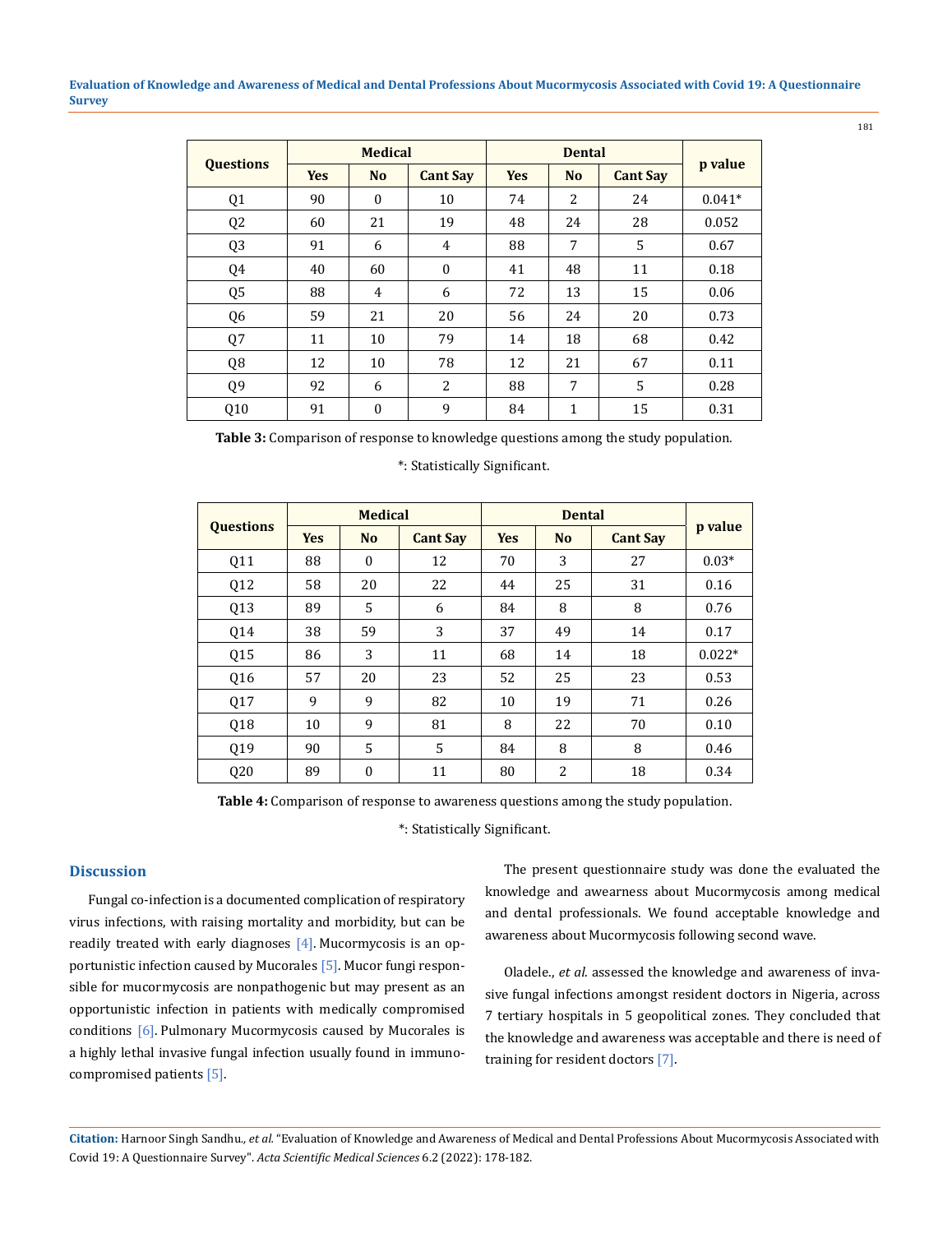| Questions | Medical | | | Dental | | | p value |
|---|---|---|---|---|---|---|---|
| | Yes | No | Cant Say | Yes | No | Cant Say | |
| Q1 | 90 | 0 | 10 | 74 | 2 | 24 | 0.041* |
| Q2 | 60 | 21 | 19 | 48 | 24 | 28 | 0.052 |
| Q3 | 91 | 6 | 4 | 88 | 7 | 5 | 0.67 |
| Q4 | 40 | 60 | 0 | 41 | 48 | 11 | 0.18 |
| Q5 | 88 | 4 | 6 | 72 | 13 | 15 | 0.06 |
| Q6 | 59 | 21 | 20 | 56 | 24 | 20 | 0.73 |
| Q7 | 11 | 10 | 79 | 14 | 18 | 68 | 0.42 |
| Q8 | 12 | 10 | 78 | 12 | 21 | 67 | 0.11 |
| Q9 | 92 | 6 | 2 | 88 | 7 | 5 | 0.28 |
| Q10 | 91 | 0 | 9 | 84 | 1 | 15 | 0.31 |

**Table 3:** Comparison of response to knowledge questions among the study population.

*: Statistically Significant.

| Questions | Medical | | | Dental | | | p value |
|---|---|---|---|---|---|---|---|
| | Yes | No | Cant Say | Yes | No | Cant Say | |
| Q11 | 88 | 0 | 12 | 70 | 3 | 27 | 0.03* |
| Q12 | 58 | 20 | 22 | 44 | 25 | 31 | 0.16 |
| Q13 | 89 | 5 | 6 | 84 | 8 | 8 | 0.76 |
| Q14 | 38 | 59 | 3 | 37 | 49 | 14 | 0.17 |
| Q15 | 86 | 3 | 11 | 68 | 14 | 18 | 0.022* |
| Q16 | 57 | 20 | 23 | 52 | 25 | 23 | 0.53 |
| Q17 | 9 | 9 | 82 | 10 | 19 | 71 | 0.26 |
| Q18 | 10 | 9 | 81 | 8 | 22 | 70 | 0.10 |
| Q19 | 90 | 5 | 5 | 84 | 8 | 8 | 0.46 |
| Q20 | 89 | 0 | 11 | 80 | 2 | 18 | 0.34 |

**Table 4:** Comparison of response to awareness questions among the study population.

*: Statistically Significant.

## Discussion

Fungal co-infection is a documented complication of respiratory virus infections, with raising mortality and morbidity, but can be readily treated with early diagnoses [4]. Mucormycosis is an opportunistic infection caused by Mucorales [5]. Mucor fungi responsible for mucormycosis are nonpathogenic but may present as an opportunistic infection in patients with medically compromised conditions [6]. Pulmonary Mucormycosis caused by Mucorales is a highly lethal invasive fungal infection usually found in immunocompromised patients [5].

The present questionnaire study was done the evaluated the knowledge and awearness about Mucormycosis among medical and dental professionals. We found acceptable knowledge and awareness about Mucormycosis following second wave.

Oladele., *et al.* assessed the knowledge and awareness of invasive fungal infections amongst resident doctors in Nigeria, across 7 tertiary hospitals in 5 geopolitical zones. They concluded that the knowledge and awareness was acceptable and there is need of training for resident doctors [7].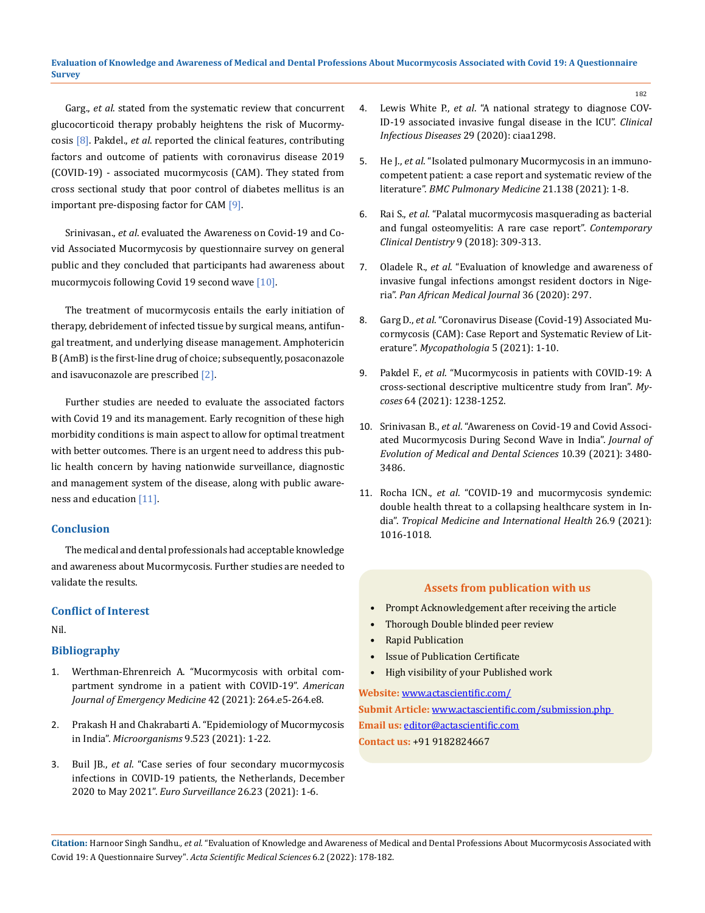Garg., *et al*. stated from the systematic review that concurrent glucocorticoid therapy probably heightens the risk of Mucormycosis [8]. Pakdel., *et al*. reported the clinical features, contributing factors and outcome of patients with coronavirus disease 2019 (COVID-19) - associated mucormycosis (CAM). They stated from cross sectional study that poor control of diabetes mellitus is an important pre-disposing factor for CAM [9].

Srinivasan., *et al*. evaluated the Awareness on Covid-19 and Covid Associated Mucormycosis by questionnaire survey on general public and they concluded that participants had awareness about mucormycois following Covid 19 second wave [10].

The treatment of mucormycosis entails the early initiation of therapy, debridement of infected tissue by surgical means, antifungal treatment, and underlying disease management. Amphotericin B (AmB) is the first-line drug of choice; subsequently, posaconazole and isavuconazole are prescribed [2].

Further studies are needed to evaluate the associated factors with Covid 19 and its management. Early recognition of these high morbidity conditions is main aspect to allow for optimal treatment with better outcomes. There is an urgent need to address this public health concern by having nationwide surveillance, diagnostic and management system of the disease, along with public awareness and education [11].

## Conclusion

The medical and dental professionals had acceptable knowledge and awareness about Mucormycosis. Further studies are needed to validate the results.

## Conflict of Interest

Nil.

## Bibliography

1. Werthman-Ehrenreich A. "Mucormycosis with orbital compartment syndrome in a patient with COVID-19". *American Journal of Emergency Medicine* 42 (2021): 264.e5-264.e8.
2. Prakash H and Chakrabarti A. "Epidemiology of Mucormycosis in India". *Microorganisms* 9.523 (2021): 1-22.
3. Buil JB., *et al*. "Case series of four secondary mucormycosis infections in COVID-19 patients, the Netherlands, December 2020 to May 2021". *Euro Surveillance* 26.23 (2021): 1-6.
4. Lewis White P., *et al*. "A national strategy to diagnose COVID-19 associated invasive fungal disease in the ICU". *Clinical Infectious Diseases* 29 (2020): ciaa1298.
5. He J., *et al*. "Isolated pulmonary Mucormycosis in an immunocompetent patient: a case report and systematic review of the literature". *BMC Pulmonary Medicine* 21.138 (2021): 1-8.
6. Rai S., *et al*. "Palatal mucormycosis masquerading as bacterial and fungal osteomyelitis: A rare case report". *Contemporary Clinical Dentistry* 9 (2018): 309-313.
7. Oladele R., *et al*. "Evaluation of knowledge and awareness of invasive fungal infections amongst resident doctors in Nigeria". *Pan African Medical Journal* 36 (2020): 297.
8. Garg D., *et al*. "Coronavirus Disease (Covid-19) Associated Mucormycosis (CAM): Case Report and Systematic Review of Literature". *Mycopathologia* 5 (2021): 1-10.
9. Pakdel F., *et al*. "Mucormycosis in patients with COVID-19: A cross-sectional descriptive multicentre study from Iran". *Mycoses* 64 (2021): 1238-1252.
10. Srinivasan B., *et al*. "Awareness on Covid-19 and Covid Associated Mucormycosis During Second Wave in India". *Journal of Evolution of Medical and Dental Sciences* 10.39 (2021): 3480-3486.
11. Rocha ICN., *et al*. "COVID-19 and mucormycosis syndemic: double health threat to a collapsing healthcare system in India". *Tropical Medicine and International Health* 26.9 (2021): 1016-1018.

**Assets from publication with us**

- Prompt Acknowledgement after receiving the article
- Thorough Double blinded peer review
- Rapid Publication
- Issue of Publication Certificate
- High visibility of your Published work

**Website:** www.actascientific.com/
**Submit Article:** www.actascientific.com/submission.php
**Email us:** editor@actascientific.com
**Contact us:** +91 9182824667